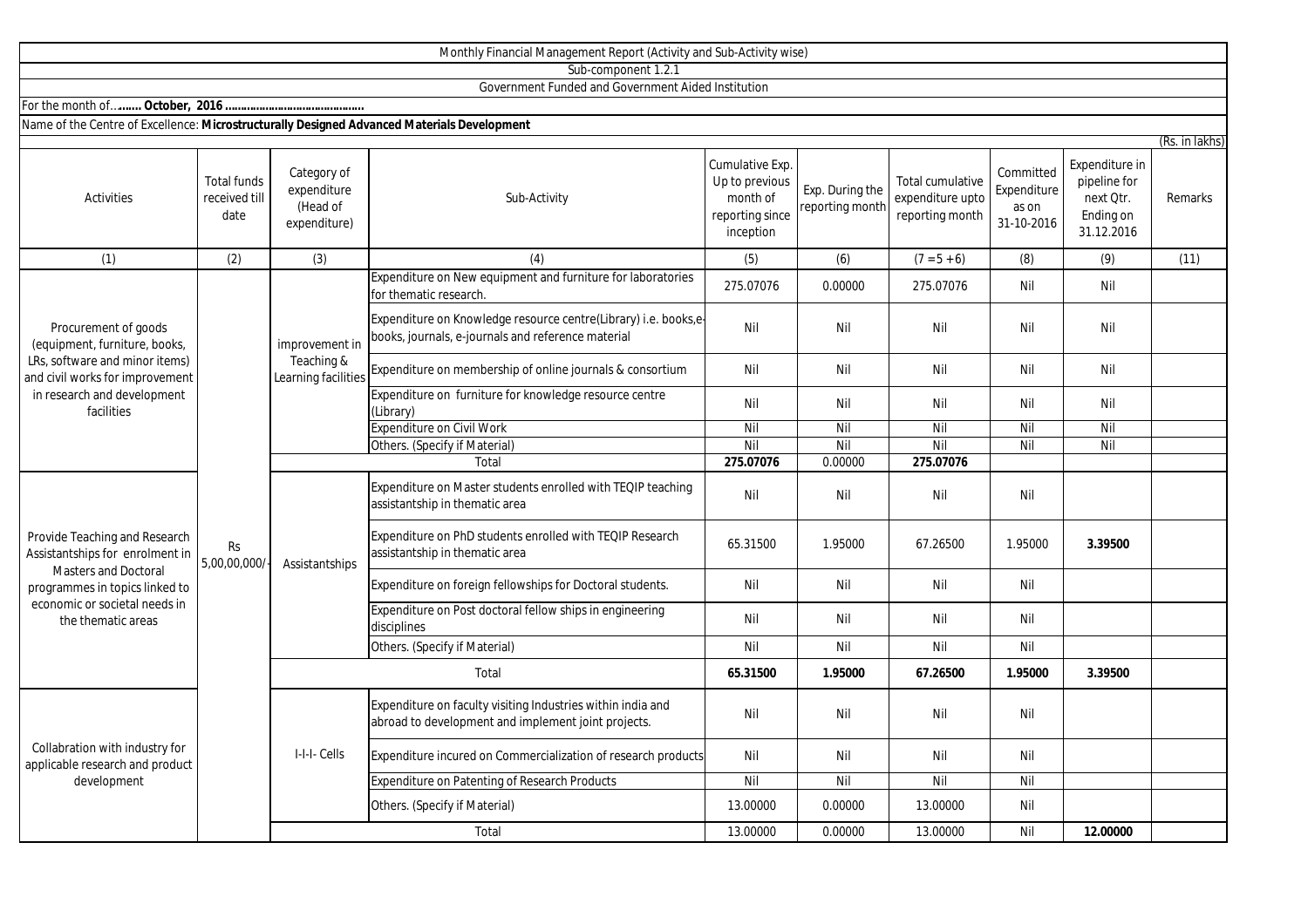Monthly Financial Management Report (Activity and Sub-Activity wise)

Sub-component 1.2.1

Government Funded and Government Aided Institution

For the month of…....... **October, 2016 ..........................................**

Name of the Centre of Excellence: **Microstructurally Designed Advanced Materials Development**

(Rs. in lakhs)

| Activities | Total funds received till date | Category of expenditure (Head of expenditure) | Sub-Activity | Cumulative Exp. Up to previous month of reporting since inception | Exp. During the reporting month | Total cumulative expenditure upto reporting month | Committed Expenditure as on 31-10-2016 | Expenditure in pipeline for next Qtr. Ending on 31.12.2016 | Remarks |
|---|---|---|---|---|---|---|---|---|---|
| (1) | (2) | (3) | (4) | (5) | (6) | (7 = 5 + 6) | (8) | (9) | (11) |
| Procurement of goods (equipment, furniture, books, LRs, software and minor items) and civil works for improvement in research and development facilities | Rs 5,00,00,000/- | improvement in Teaching & Learning facilities | Expenditure on New equipment and furniture for laboratories for thematic research. | 275.07076 | 0.00000 | 275.07076 | Nil | Nil | |
| | | | Expenditure on Knowledge resource centre(Library) i.e. books,e-books, journals, e-journals and reference material | Nil | Nil | Nil | Nil | Nil | |
| | | | Expenditure on membership of online journals & consortium | Nil | Nil | Nil | Nil | Nil | |
| | | | Expenditure on furniture for knowledge resource centre (Library) | Nil | Nil | Nil | Nil | Nil | |
| | | | Expenditure on Civil Work | Nil | Nil | Nil | Nil | Nil | |
| | | | Others. (Specify if Material) | Nil | Nil | Nil | Nil | Nil | |
| | | | Total | **275.07076** | 0.00000 | **275.07076** | | | |
| Provide Teaching and Research Assistantships for enrolment in Masters and Doctoral programmes in topics linked to economic or societal needs in the thematic areas | | Assistantships | Expenditure on Master students enrolled with TEQIP teaching assistantship in thematic area | Nil | Nil | Nil | Nil | | |
| | | | Expenditure on PhD students enrolled with TEQIP Research assistantship in thematic area | 65.31500 | 1.95000 | 67.26500 | 1.95000 | **3.39500** | |
| | | | Expenditure on foreign fellowships for Doctoral students. | Nil | Nil | Nil | Nil | | |
| | | | Expenditure on Post doctoral fellow ships in engineering disciplines | Nil | Nil | Nil | Nil | | |
| | | | Others. (Specify if Material) | Nil | Nil | Nil | Nil | | |
| | | | Total | **65.31500** | **1.95000** | **67.26500** | **1.95000** | **3.39500** | |
| Collabration with industry for applicable research and product development | | I-I-I- Cells | Expenditure on faculty visiting Industries within india and abroad to development and implement joint projects. | Nil | Nil | Nil | Nil | | |
| | | | Expenditure incured on Commercialization of research products | Nil | Nil | Nil | Nil | | |
| | | | Expenditure on Patenting of Research Products | Nil | Nil | Nil | Nil | | |
| | | | Others. (Specify if Material) | 13.00000 | 0.00000 | 13.00000 | Nil | | |
| | | | Total | 13.00000 | 0.00000 | 13.00000 | Nil | **12.00000** | |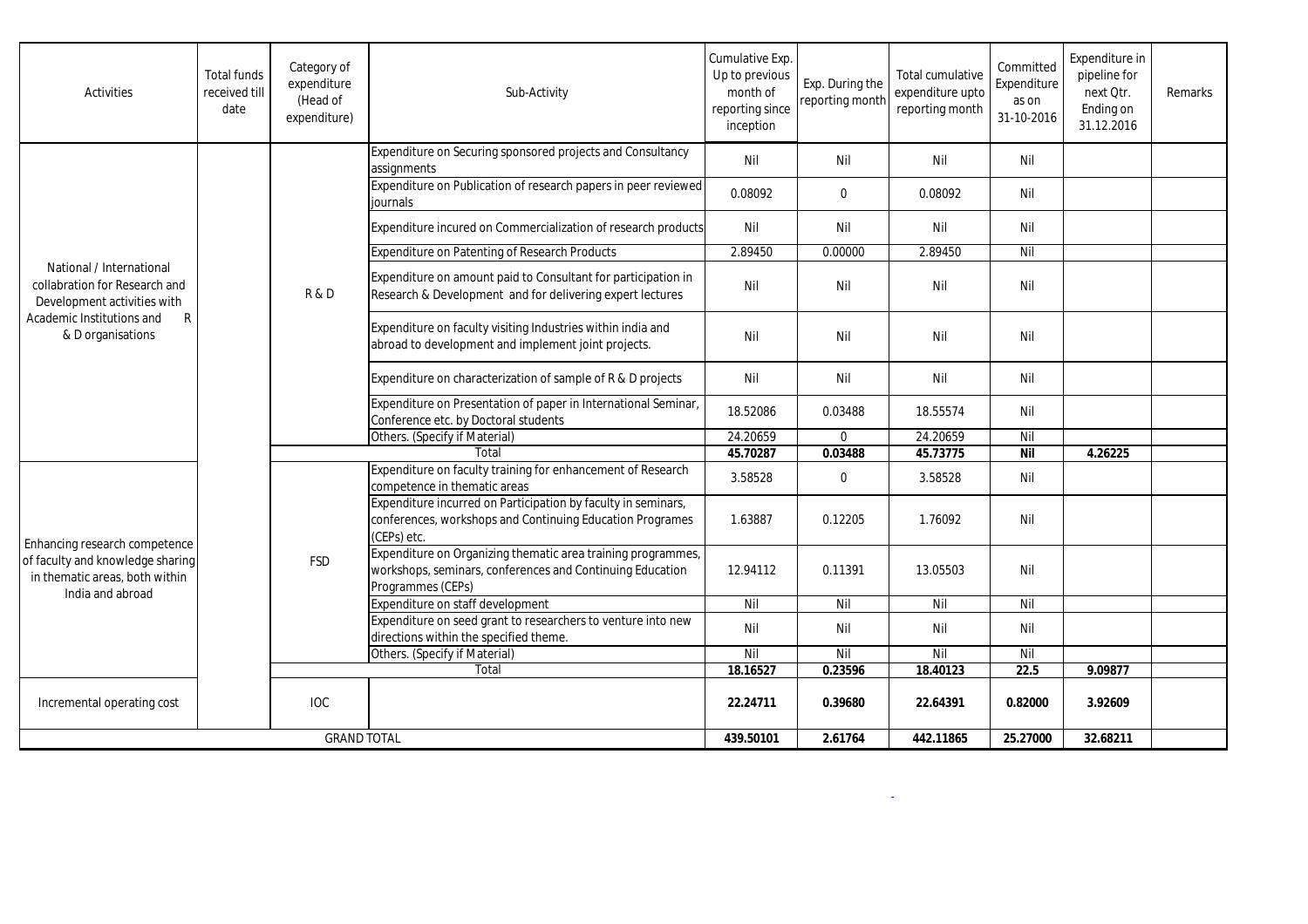| Activities | Total funds received till date | Category of expenditure (Head of expenditure) | Sub-Activity | Cumulative Exp. Up to previous month of reporting since inception | Exp. During the reporting month | Total cumulative expenditure upto reporting month | Committed Expenditure as on 31-10-2016 | Expenditure in pipeline for next Qtr. Ending on 31.12.2016 | Remarks |
|---|---|---|---|---|---|---|---|---|---|
| National / International collabration for Research and Development activities with Academic Institutions and R & D organisations | | R & D | Expenditure on Securing sponsored projects and Consultancy assignments | Nil | Nil | Nil | Nil | | |
| | | | Expenditure on Publication of research papers in peer reviewed journals | 0.08092 | 0 | 0.08092 | Nil | | |
| | | | Expenditure incured on Commercialization of research products | Nil | Nil | Nil | Nil | | |
| | | | Expenditure on Patenting of Research Products | 2.89450 | 0.00000 | 2.89450 | Nil | | |
| | | | Expenditure on amount paid to Consultant for participation in Research & Development and for delivering expert lectures | Nil | Nil | Nil | Nil | | |
| | | | Expenditure on faculty visiting Industries within india and abroad to development and implement joint projects. | Nil | Nil | Nil | Nil | | |
| | | | Expenditure on characterization of sample of R & D projects | Nil | Nil | Nil | Nil | | |
| | | | Expenditure on Presentation of paper in International Seminar, Conference etc. by Doctoral students | 18.52086 | 0.03488 | 18.55574 | Nil | | |
| | | | Others. (Specify if Material) | 24.20659 | 0 | 24.20659 | Nil | | |
| | | | **Total** | **45.70287** | **0.03488** | **45.73775** | **Nil** | **4.26225** | |
| Enhancing research competence of faculty and knowledge sharing in thematic areas, both within India and abroad | | FSD | Expenditure on faculty training for enhancement of Research competence in thematic areas | 3.58528 | 0 | 3.58528 | Nil | | |
| | | | Expenditure incurred on Participation by faculty in seminars, conferences, workshops and Continuing Education Programes (CEPs) etc. | 1.63887 | 0.12205 | 1.76092 | Nil | | |
| | | | Expenditure on Organizing thematic area training programmes, workshops, seminars, conferences and Continuing Education Programmes (CEPs) | 12.94112 | 0.11391 | 13.05503 | Nil | | |
| | | | Expenditure on staff development | Nil | Nil | Nil | Nil | | |
| | | | Expenditure on seed grant to researchers to venture into new directions within the specified theme. | Nil | Nil | Nil | Nil | | |
| | | | Others. (Specify if Material) | Nil | Nil | Nil | Nil | | |
| | | | **Total** | **18.16527** | **0.23596** | **18.40123** | **22.5** | **9.09877** | |
| Incremental operating cost | | IOC | | **22.24711** | **0.39680** | **22.64391** | **0.82000** | **3.92609** | |
| GRAND TOTAL | | | | **439.50101** | **2.61764** | **442.11865** | **25.27000** | **32.68211** | |